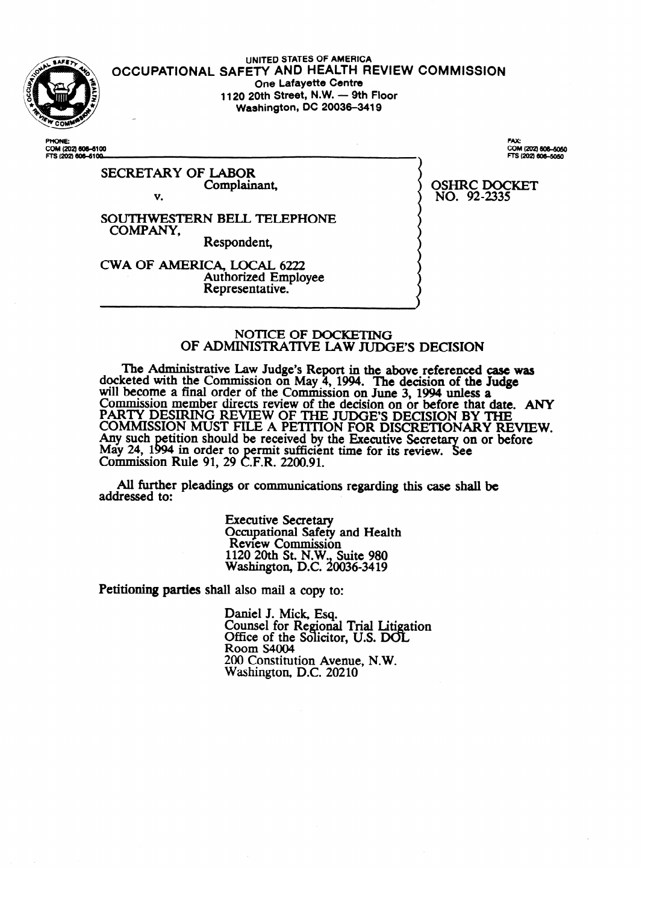UNITED STATES OF AMERICA

# OCCUPATIONAL SAFETY AND HEALTH REVIEW COMMISSION

One Lafayette Centre
1120 20th Street, N.W. — 9th Floor
Washington, DC 20036-3419

PHONE:
COM (202) 606-5100
FTS (202) 606-5100

FAX:
COM (202) 606-5050
FTS (202) 606-5050

| | |
|---|---|
| SECRETARY OF LABOR<br>Complainant,<br>v.<br>SOUTHWESTERN BELL TELEPHONE COMPANY,<br>Respondent,<br>CWA OF AMERICA, LOCAL 6222<br>Authorized Employee Representative. | OSHRC DOCKET NO. 92-2335 |

## NOTICE OF DOCKETING OF ADMINISTRATIVE LAW JUDGE'S DECISION

The Administrative Law Judge's Report in the above referenced case was docketed with the Commission on May 4, 1994. The decision of the Judge will become a final order of the Commission on June 3, 1994 unless a Commission member directs review of the decision on or before that date. ANY PARTY DESIRING REVIEW OF THE JUDGE'S DECISION BY THE COMMISSION MUST FILE A PETITION FOR DISCRETIONARY REVIEW. Any such petition should be received by the Executive Secretary on or before May 24, 1994 in order to permit sufficient time for its review. See Commission Rule 91, 29 C.F.R. 2200.91.

All further pleadings or communications regarding this case shall be addressed to:

Executive Secretary
Occupational Safety and Health
Review Commission
1120 20th St. N.W., Suite 980
Washington, D.C. 20036-3419

Petitioning parties shall also mail a copy to:

Daniel J. Mick, Esq.
Counsel for Regional Trial Litigation
Office of the Solicitor, U.S. DOL
Room S4004
200 Constitution Avenue, N.W.
Washington, D.C. 20210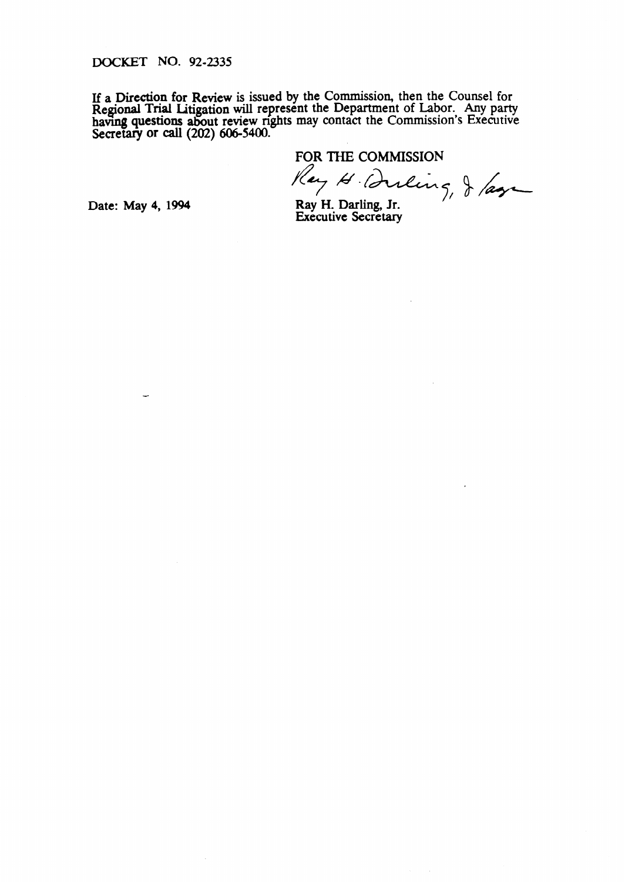DOCKET NO. 92-2335

If a Direction for Review is issued by the Commission, then the Counsel for Regional Trial Litigation will represent the Department of Labor. Any party having questions about review rights may contact the Commission's Executive Secretary or call (202) 606-5400.

FOR THE COMMISSION

Ray H. Darling, Jr.
Executive Secretary

Date: May 4, 1994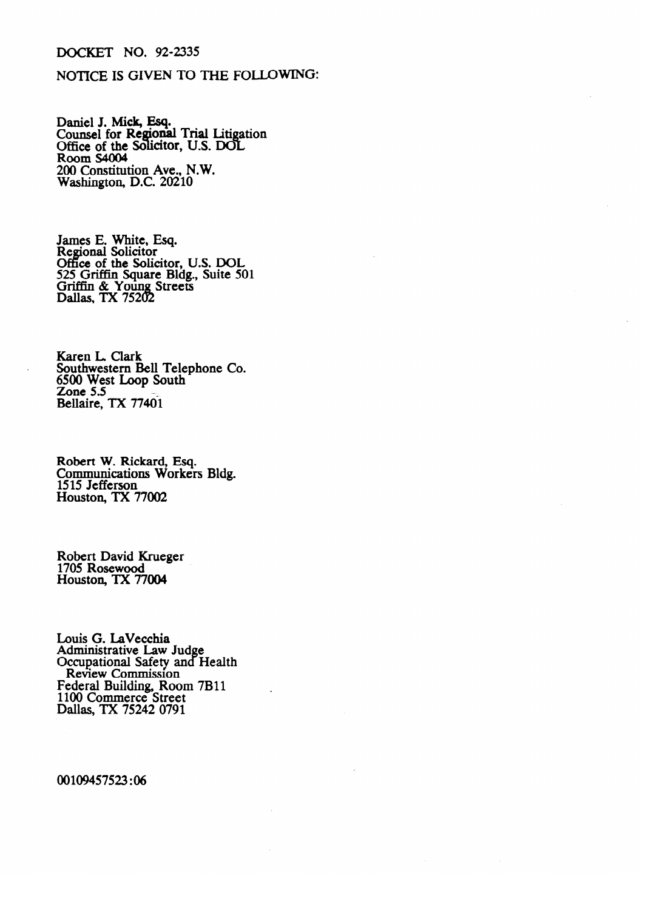DOCKET NO. 92-2335

NOTICE IS GIVEN TO THE FOLLOWING:

Daniel J. Mick, Esq.
Counsel for Regional Trial Litigation
Office of the Solicitor, U.S. DOL
Room S4004
200 Constitution Ave., N.W.
Washington, D.C. 20210

James E. White, Esq.
Regional Solicitor
Office of the Solicitor, U.S. DOL
525 Griffin Square Bldg., Suite 501
Griffin & Young Streets
Dallas, TX 75202

Karen L. Clark
Southwestern Bell Telephone Co.
6500 West Loop South
Zone 5.5
Bellaire, TX 77401

Robert W. Rickard, Esq.
Communications Workers Bldg.
1515 Jefferson
Houston, TX 77002

Robert David Krueger
1705 Rosewood
Houston, TX 77004

Louis G. LaVecchia
Administrative Law Judge
Occupational Safety and Health
Review Commission
Federal Building, Room 7B11
1100 Commerce Street
Dallas, TX 75242 0791

00109457523:06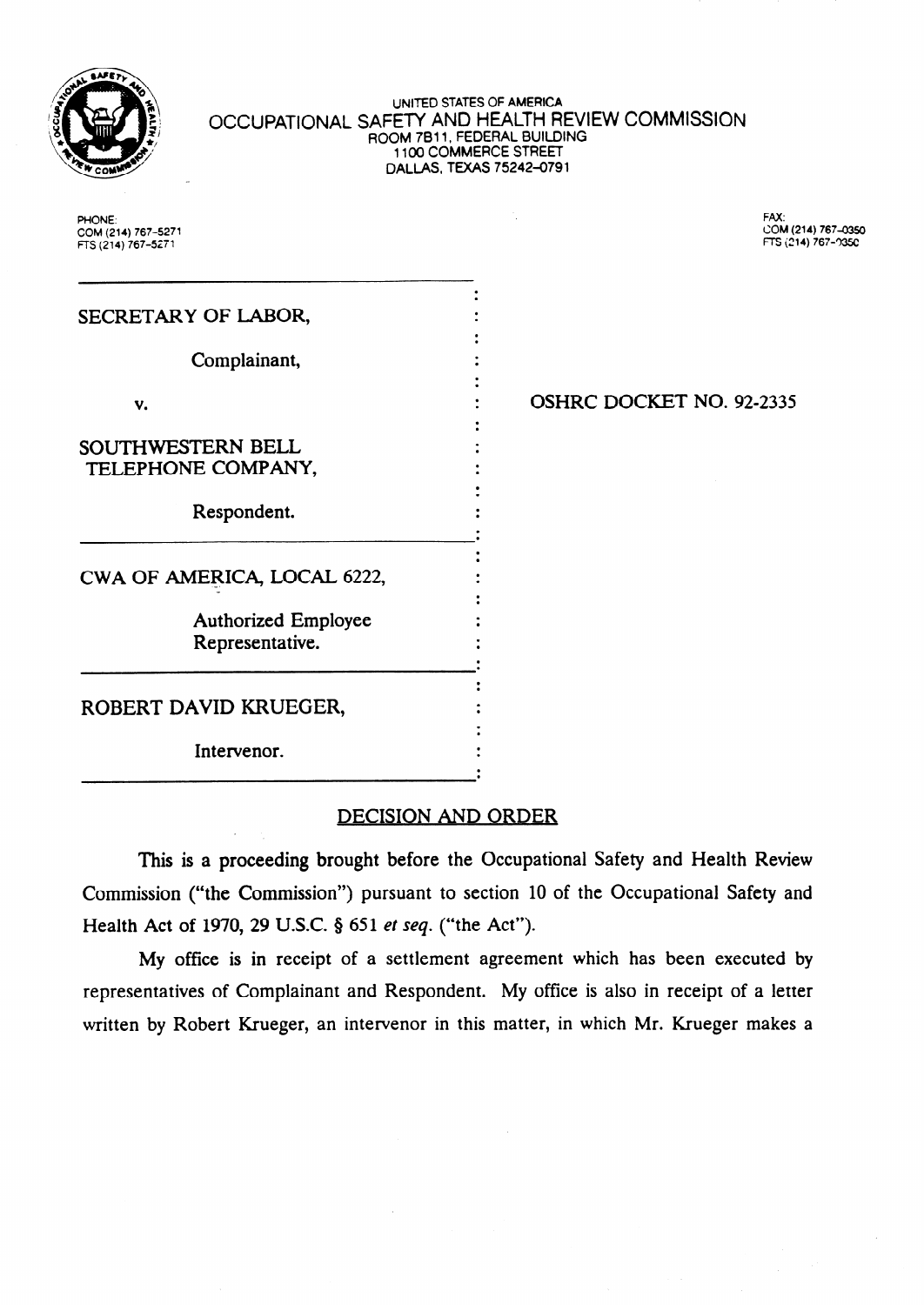UNITED STATES OF AMERICA

OCCUPATIONAL SAFETY AND HEALTH REVIEW COMMISSION

ROOM 7B11, FEDERAL BUILDING

1100 COMMERCE STREET

DALLAS, TEXAS 75242-0791

PHONE:
COM (214) 767-5271
FTS (214) 767-5271

FAX:
COM (214) 767-0350
FTS (214) 767-0350

| | |
|---|---|
| SECRETARY OF LABOR,<br><br>Complainant,<br><br>v.<br><br>SOUTHWESTERN BELL TELEPHONE COMPANY,<br><br>Respondent. | OSHRC DOCKET NO. 92-2335 |
| CWA OF AMERICA, LOCAL 6222,<br><br>Authorized Employee Representative. | |
| ROBERT DAVID KRUEGER,<br><br>Intervenor. | |

## DECISION AND ORDER

This is a proceeding brought before the Occupational Safety and Health Review Commission ("the Commission") pursuant to section 10 of the Occupational Safety and Health Act of 1970, 29 U.S.C. § 651 *et seq.* ("the Act").

My office is in receipt of a settlement agreement which has been executed by representatives of Complainant and Respondent. My office is also in receipt of a letter written by Robert Krueger, an intervenor in this matter, in which Mr. Krueger makes a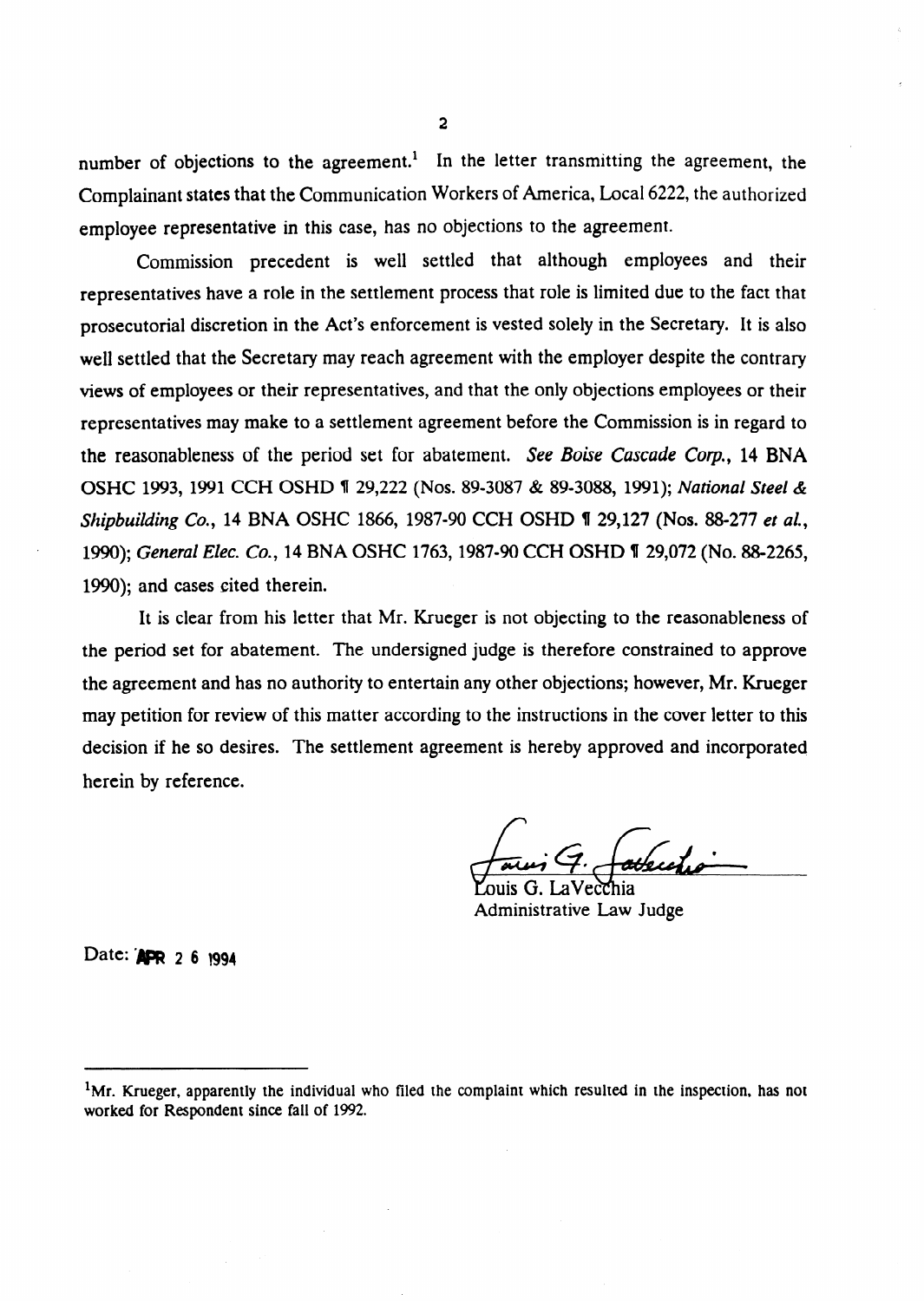number of objections to the agreement.[1] In the letter transmitting the agreement, the Complainant states that the Communication Workers of America, Local 6222, the authorized employee representative in this case, has no objections to the agreement.

Commission precedent is well settled that although employees and their representatives have a role in the settlement process that role is limited due to the fact that prosecutorial discretion in the Act's enforcement is vested solely in the Secretary. It is also well settled that the Secretary may reach agreement with the employer despite the contrary views of employees or their representatives, and that the only objections employees or their representatives may make to a settlement agreement before the Commission is in regard to the reasonableness of the period set for abatement. *See Boise Cascade Corp.*, 14 BNA OSHC 1993, 1991 CCH OSHD ¶ 29,222 (Nos. 89-3087 & 89-3088, 1991); *National Steel & Shipbuilding Co.*, 14 BNA OSHC 1866, 1987-90 CCH OSHD ¶ 29,127 (Nos. 88-277 *et al.*, 1990); *General Elec. Co.*, 14 BNA OSHC 1763, 1987-90 CCH OSHD ¶ 29,072 (No. 88-2265, 1990); and cases cited therein.

It is clear from his letter that Mr. Krueger is not objecting to the reasonableness of the period set for abatement. The undersigned judge is therefore constrained to approve the agreement and has no authority to entertain any other objections; however, Mr. Krueger may petition for review of this matter according to the instructions in the cover letter to this decision if he so desires. The settlement agreement is hereby approved and incorporated herein by reference.

Louis G. LaVecchia
Administrative Law Judge

Date: APR 2 6 1994

---

[1] Mr. Krueger, apparently the individual who filed the complaint which resulted in the inspection, has not worked for Respondent since fall of 1992.